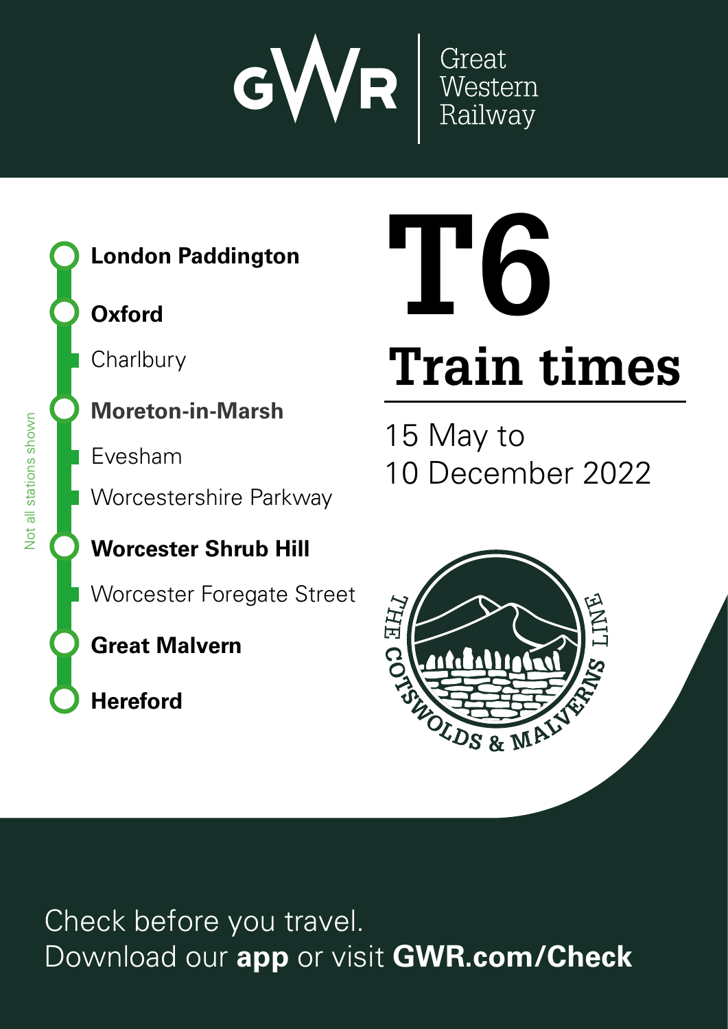GWR | Great Western Railway

# T6

## Train times

15 May to
10 December 2022

**London Paddington**

**Oxford**

Charlbury

**Moreton-in-Marsh**

Evesham

Worcestershire Parkway

**Worcester Shrub Hill**

Worcester Foregate Street

**Great Malvern**

**Hereford**

Not all stations shown

THE COTSWOLDS & MALVERNS LINE

Check before you travel.
Download our **app** or visit **GWR.com/Check**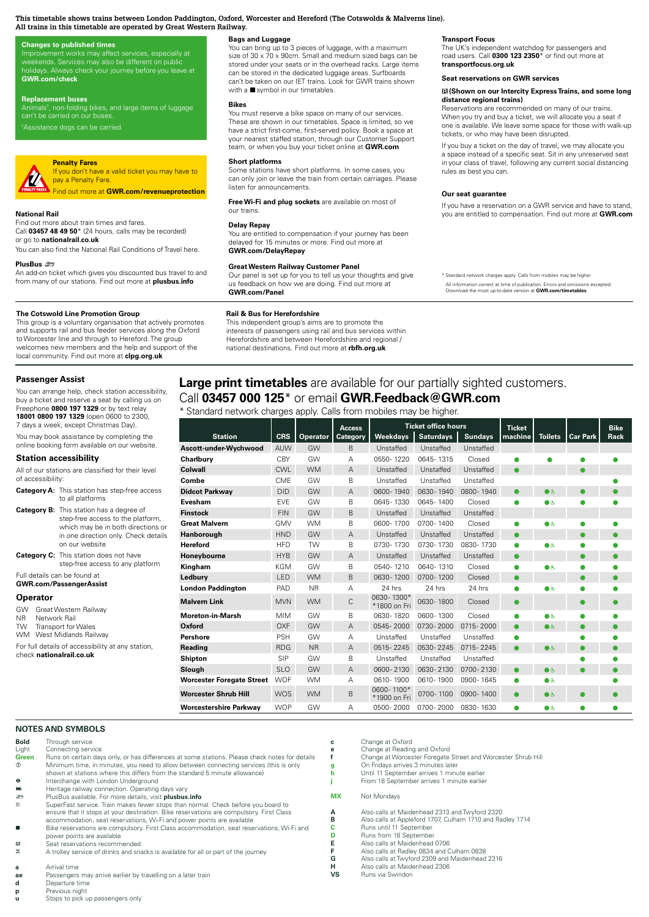**This timetable shows trains between London Paddington, Oxford, Worcester and Hereford (The Cotswolds & Malverns line).**
**All trains in this timetable are operated by Great Western Railway.**

### Changes to published times

Improvement works may affect services, especially at weekends. Services may also be different on public holidays. Always check your journey before you leave at **GWR.com/check**

### Replacement buses

Animals†, non-folding bikes, and large items of luggage can't be carried on our buses.

†Assistance dogs can be carried.

### Penalty Fares

If you don't have a valid ticket you may have to pay a Penalty Fare.

Find out more at **GWR.com/revenueprotection**

### National Rail

Find out more about train times and fares.
Call **03457 48 49 50*** (24 hours, calls may be recorded) or go to **nationalrail.co.uk**

You can also find the National Rail Conditions of Travel here.

### PlusBus

An add-on ticket which gives you discounted bus travel to and from many of our stations. Find out more at **plusbus.info**

### Bags and Luggage

You can bring up to 3 pieces of luggage, with a maximum size of 30 x 70 x 90cm. Small and medium sized bags can be stored under your seats or in the overhead racks. Large items can be stored in the dedicated luggage areas. Surfboards can't be taken on our IET trains. Look for GWR trains shown with a ■ symbol in our timetables.

### Bikes

You must reserve a bike space on many of our services. These are shown in our timetables. Space is limited, so we have a strict first-come, first-served policy. Book a space at your nearest staffed station, through our Customer Support team, or when you buy your ticket online at **GWR.com**

### Short platforms

Some stations have short platforms. In some cases, you can only join or leave the train from certain carriages. Please listen for announcements.

**Free Wi-Fi and plug sockets** are available on most of our trains.

### Delay Repay

You are entitled to compensation if your journey has been delayed for 15 minutes or more. Find out more at **GWR.com/DelayRepay**

### Great Western Railway Customer Panel

Our panel is set up for you to tell us your thoughts and give us feedback on how we are doing. Find out more at **GWR.com/Panel**

### Transport Focus

The UK's independent watchdog for passengers and road users. Call **0300 123 2350*** or find out more at **transportfocus.org.uk**

### Seat reservations on GWR services

**(Shown on our Intercity Express Trains, and some long distance regional trains)**

Reservations are recommended on many of our trains. When you try and buy a ticket, we will allocate you a seat if one is available. We leave some space for those with walk-up tickets, or who may have been disrupted.

If you buy a ticket on the day of travel, we may allocate you a space instead of a specific seat. Sit in any unreserved seat in your class of travel, following any current social distancing rules as best you can.

### Our seat guarantee

If you have a reservation on a GWR service and have to stand, you are entitled to compensation. Find out more at **GWR.com**

\* Standard network charges apply. Calls from mobiles may be higher

All information correct at time of publication. Errors and omissions excepted. Download the most up-to-date version at **GWR.com/timetables**

### The Cotswold Line Promotion Group

This group is a voluntary organisation that actively promotes and supports rail and bus feeder services along the Oxford to Worcester line and through to Hereford. The group welcomes new members and the help and support of the local community. Find out more at **clpg.org.uk**

### Rail & Bus for Herefordshire

This independent group's aims are to promote the interests of passengers using rail and bus services within Herefordshire and between Herefordshire and regional / national destinations. Find out more at **rbfh.org.uk**

## Passenger Assist

You can arrange help, check station accessibility, buy a ticket and reserve a seat by calling us on Freephone **0800 197 1329** or by text relay **18001 0800 197 1329** (open 0600 to 2300, 7 days a week, except Christmas Day).

You may book assistance by completing the online booking form available on our website.

## Station accessibility

All of our stations are classified for their level of accessibility:

**Category A:** This station has step-free access to all platforms

**Category B:** This station has a degree of step-free access to the platform, which may be in both directions or in one direction only. Check details on our website

**Category C:** This station does not have step-free access to any platform

Full details can be found at **GWR.com/PassengerAssist**

## Operator

- GW Great Western Railway
- NR Network Rail
- TW Transport for Wales
- WM West Midlands Railway

For full details of accessibility at any station, check **nationalrail.co.uk**

## **Large print timetables** are available for our partially sighted customers. Call **03457 000 125*** or email **GWR.Feedback@GWR.com**

\* Standard network charges apply. Calls from mobiles may be higher.

| Station | CRS | Operator | Access Category | Ticket office hours | | | Ticket machine | Toilets | Car Park | Bike Rack |
|---|---|---|---|---|---|---|---|---|---|---|
| | | | | Weekdays | Saturdays | Sundays | | | | |
| Ascott-under-Wychwood | AUW | GW | B | Unstaffed | Unstaffed | Unstaffed | | | | |
| Charlbury | CBY | GW | A | 0550-1220 | 0645-1315 | Closed | ● | ● | ● | ● |
| Colwall | CWL | WM | A | Unstaffed | Unstaffed | Unstaffed | ● | | ● | |
| Combe | CME | GW | B | Unstaffed | Unstaffed | Unstaffed | | | | ● |
| Didcot Parkway | DID | GW | A | 0600-1940 | 0630-1940 | 0800-1940 | ● | ●♿ | ● | ● |
| Evesham | EVE | GW | B | 0645-1330 | 0645-1400 | Closed | ● | ●♿ | ● | ● |
| Finstock | FIN | GW | B | Unstaffed | Unstaffed | Unstaffed | | | | |
| Great Malvern | GMV | WM | B | 0600-1700 | 0700-1400 | Closed | ● | ●♿ | ● | ● |
| Hanborough | HND | GW | A | Unstaffed | Unstaffed | Unstaffed | ● | | ● | ● |
| Hereford | HFD | TW | B | 0730-1730 | 0730-1730 | 0830-1730 | ● | ●♿ | ● | ● |
| Honeybourne | HYB | GW | A | Unstaffed | Unstaffed | Unstaffed | ● | | ● | ● |
| Kingham | KGM | GW | B | 0540-1210 | 0640-1310 | Closed | ● | ●♿ | ● | ● |
| Ledbury | LED | WM | B | 0630-1200 | 0700-1200 | Closed | ● | | ● | ● |
| London Paddington | PAD | NR | A | 24 hrs | 24 hrs | 24 hrs | ● | ●♿ | ● | ● |
| Malvern Link | MVN | WM | C | 0630-1300* *1800 on Fri | 0630-1800 | Closed | ● | | ● | ● |
| Moreton-in-Marsh | MIM | GW | B | 0630-1820 | 0600-1300 | Closed | ● | ●♿ | ● | ● |
| Oxford | OXF | GW | A | 0545-2000 | 0730-2000 | 0715-2000 | ● | ●♿ | ● | ● |
| Pershore | PSH | GW | A | Unstaffed | Unstaffed | Unstaffed | ● | | ● | ● |
| Reading | RDG | NR | A | 0515-2245 | 0530-2245 | 0715-2245 | ● | ●♿ | ● | ● |
| Shipton | SIP | GW | B | Unstaffed | Unstaffed | Unstaffed | | | ● | ● |
| Slough | SLO | GW | A | 0600-2130 | 0630-2130 | 0700-2130 | ● | ●♿ | ● | ● |
| Worcester Foregate Street | WOF | WM | A | 0610-1900 | 0610-1900 | 0900-1645 | ● | ●♿ | | ● |
| Worcester Shrub Hill | WOS | WM | B | 0600-1100* *1900 on Fri | 0700-1100 | 0900-1400 | ● | ●♿ | ● | ● |
| Worcestershire Parkway | WOP | GW | A | 0500-2000 | 0700-2000 | 0830-1630 | ● | ●♿ | ● | ● |

## NOTES AND SYMBOLS

- **Bold** Through service
- Light Connecting service
- **Green** Runs on certain days only, or has differences at some stations. Please check notes for details
- ⑦ Minimum time, in minutes, you need to allow between connecting services (this is only shown at stations where this differs from the standard 5 minute allowance)
- ⊖ Interchange with London Underground
- Heritage railway connection. Operating days vary
- PlusBus available. For more details, visit **plusbus.info**
- SuperFast service. Train makes fewer stops than normal. Check before you board to ensure that it stops at your destination. Bike reservations are compulsory. First Class accommodation, seat reservations, Wi-Fi and power points are available
- ■ Bike reservations are compulsory. First Class accommodation, seat reservations, Wi-Fi and power points are available
- Seat reservations recommended
- A trolley service of drinks and snacks is available for all or part of the journey
- **a** Arrival time
- **ae** Passengers may arrive earlier by travelling on a later train
- **d** Departure time
- **p** Previous night
- **u** Stops to pick up passengers only
- **c** Change at Oxford
- **e** Change at Reading and Oxford
- **f** Change at Worcester Foregate Street and Worcester Shrub Hill
- **g** On Fridays arrives 3 minutes later
- **h** Until 11 September arrives 1 minute earlier
- **j** From 18 September arrives 1 minute earlier
- **MX** Not Mondays
- **A** Also calls at Maidenhead 2313 and Twyford 2320
- **B** Also calls at Appleford 1707, Culham 1710 and Radley 1714
- **C** Runs until 11 September
- **D** Runs from 18 September
- **E** Also calls at Maidenhead 0706
- **F** Also calls at Radley 0834 and Culham 0838
- **G** Also calls at Twyford 2309 and Maidenhead 2316
- **H** Also calls at Maidenhead 2306
- **VS** Runs via Swindon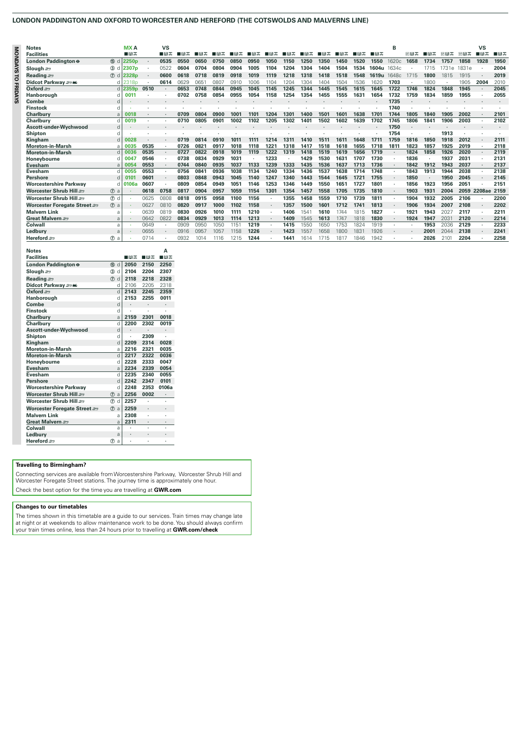## LONDON PADDINGTON AND OXFORD TO WORCESTER AND HEREFORD (THE COTSWOLDS AND MALVERNS LINE)

**MONDAYS TO FRIDAYS**

| Notes | | MX A | | VS | | | | | | | | | | | | B | | | | | VS | |
|---|---|---|---|---|---|---|---|---|---|---|---|---|---|---|---|---|---|---|---|---|---|---|
| **Facilities** | | ■🅁✕ | | ■🅁✕ | ■🅁✕ | ■🅁✕ | ■🅁✕ | ■🅁✕ | ■🅁✕ | ■🅁✕ | ■🅁✕ | ■🅁✕ | ■🅁✕ | ■🅁✕ | ■🅁✕ | ■🅁✕ | | 🅁✕ | ■🅁✕ | 🅁✕ | 🅁✕ | ■🅁✕ | ■🅁✕ |
| **London Paddington** ⊖ | ⑮ d | 2250p | · | 0535 | 0550 | 0650 | 0750 | 0850 | 0950 | 1050 | 1150 | 1250 | 1350 | 1450 | 1520 | 1550 | 1620c | 1658 | 1734 | 1757 | 1858 | 1928 | 1950 |
| **Slough** | ③ d | 2307p | · | 0522 | 0604 | 0704 | 0804 | 0904 | 1005 | 1104 | 1204 | 1304 | 1404 | 1504 | 1534 | 1604u | 1634c | · | 1715 | 1731e | 1831e | · | 2004 |
| **Reading** | ⑦ d | 2328p | · | 0600 | 0618 | 0718 | 0819 | 0918 | 1019 | 1119 | 1218 | 1318 | 1418 | 1518 | 1548 | 1619u | 1648c | 1715 | 1800 | 1815 | 1915 | · | 2019 |
| **Didcot Parkway** | d | 2318p | · | 0614 | 0629 | 0651 | 0807 | 0910 | 1006 | 1104 | 1204 | 1304 | 1404 | 1504 | 1536 | 1620 | 1703 | · | 1800 | · | 1905 | 2004 | 2010 |
| **Oxford** | d | 2359p | 0510 | · | 0653 | 0748 | 0844 | 0945 | 1045 | 1145 | 1245 | 1344 | 1445 | 1545 | 1615 | 1645 | 1722 | 1746 | 1824 | 1848 | 1945 | · | 2045 |
| **Hanborough** | d | 0011 | · | · | 0702 | 0758 | 0854 | 0955 | 1054 | 1158 | 1254 | 1354 | 1455 | 1555 | 1631 | 1654 | 1732 | 1759 | 1834 | 1859 | 1955 | · | 2055 |
| **Combe** | d | · | · | · | · | · | · | · | · | · | · | · | · | · | · | · | 1735 | · | · | · | · | · | · |
| **Finstock** | d | · | · | · | · | · | · | · | · | · | · | · | · | · | · | · | 1740 | · | · | · | · | · | · |
| **Charlbury** | a | 0018 | · | · | 0709 | 0804 | 0900 | 1001 | 1101 | 1204 | 1301 | 1400 | 1501 | 1601 | 1638 | 1701 | 1744 | 1805 | 1840 | 1905 | 2002 | · | 2101 |
| **Charlbury** | d | 0019 | · | · | 0710 | 0805 | 0901 | 1002 | 1102 | 1205 | 1302 | 1401 | 1502 | 1602 | 1639 | 1702 | 1745 | 1806 | 1841 | 1906 | 2003 | · | 2102 |
| **Ascott-under-Wychwood** | d | · | · | · | · | · | · | · | · | · | · | · | · | · | · | · | 1750 | · | · | · | · | · | · |
| **Shipton** | d | · | · | · | · | · | · | · | · | · | · | · | · | · | · | · | 1754 | · | · | 1913 | · | · | · |
| **Kingham** | d | 0028 | · | · | 0719 | 0814 | 0910 | 1011 | 1111 | 1214 | 1311 | 1410 | 1511 | 1611 | 1648 | 1711 | 1759 | 1816 | 1850 | 1918 | 2012 | · | 2111 |
| **Moreton-in-Marsh** | a | 0035 | 0535 | · | 0726 | 0821 | 0917 | 1018 | 1118 | 1221 | 1318 | 1417 | 1518 | 1618 | 1655 | 1718 | 1811 | 1823 | 1857 | 1925 | 2019 | · | 2118 |
| **Moreton-in-Marsh** | d | 0036 | 0535 | · | 0727 | 0822 | 0918 | 1019 | 1119 | 1222 | 1319 | 1418 | 1519 | 1619 | 1656 | 1719 | · | 1824 | 1858 | 1926 | 2020 | · | 2119 |
| **Honeybourne** | d | 0047 | 0546 | · | 0738 | 0834 | 0929 | 1031 | · | 1233 | · | 1429 | 1530 | 1631 | 1707 | 1730 | · | 1836 | · | 1937 | 2031 | · | 2131 |
| **Evesham** | a | 0054 | 0553 | · | 0744 | 0840 | 0935 | 1037 | 1133 | 1239 | 1333 | 1435 | 1536 | 1637 | 1713 | 1736 | · | 1842 | 1912 | 1943 | 2037 | · | 2137 |
| **Evesham** | d | 0055 | 0553 | · | 0756 | 0841 | 0936 | 1038 | 1134 | 1240 | 1334 | 1436 | 1537 | 1638 | 1714 | 1748 | · | 1843 | 1913 | 1944 | 2038 | · | 2138 |
| **Pershore** | d | 0101 | 0601 | · | 0803 | 0848 | 0943 | 1045 | 1140 | 1247 | 1340 | 1443 | 1544 | 1645 | 1721 | 1755 | · | 1850 | · | 1950 | 2045 | · | 2145 |
| **Worcestershire Parkway** | d | 0106a | 0607 | · | 0809 | 0854 | 0949 | 1051 | 1146 | 1253 | 1346 | 1449 | 1550 | 1651 | 1727 | 1801 | · | 1856 | 1923 | 1956 | 2051 | · | 2151 |
| **Worcester Shrub Hill** | ⑦ a | · | 0618 | 0758 | 0817 | 0904 | 0957 | 1059 | 1154 | 1301 | 1354 | 1457 | 1558 | 1705 | 1735 | 1810 | · | 1903 | 1931 | 2004 | 2059 | 2208ae | 2159 |
| **Worcester Shrub Hill** | ⑦ d | · | 0625 | 0808 | 0818 | 0915 | 0958 | 1100 | 1156 | · | 1355 | 1458 | 1559 | 1710 | 1739 | 1811 | · | 1904 | 1932 | 2005 | 2106 | · | 2200 |
| **Worcester Foregate Street** | ⑦ a | · | 0627 | 0810 | 0820 | 0917 | 1000 | 1102 | 1158 | · | 1357 | 1500 | 1601 | 1712 | 1741 | 1813 | · | 1906 | 1934 | 2007 | 2108 | · | 2202 |
| **Malvern Link** | a | · | 0639 | 0819 | 0830 | 0926 | 1010 | 1111 | 1210 | · | 1406 | 1541 | 1610 | 1744 | 1815 | 1827 | · | 1921 | 1943 | 2027 | 2117 | · | 2211 |
| **Great Malvern** | a | · | 0642 | 0822 | 0834 | 0929 | 1013 | 1114 | 1213 | · | 1409 | 1545 | 1613 | 1747 | 1818 | 1830 | · | 1924 | 1947 | 2031 | 2120 | · | 2214 |
| **Colwall** | a | · | 0649 | · | 0909 | 0950 | 1050 | 1151 | 1219 | · | 1415 | 1550 | 1650 | 1753 | 1824 | 1919 | · | · | 1953 | 2036 | 2129 | · | 2233 |
| **Ledbury** | a | · | 0655 | · | 0916 | 0957 | 1057 | 1158 | 1226 | · | 1423 | 1557 | 1658 | 1800 | 1831 | 1926 | · | · | 2001 | 2044 | 2138 | · | 2241 |
| **Hereford** | ⑦ a | · | 0714 | · | 0932 | 1014 | 1116 | 1215 | 1244 | · | 1441 | 1614 | 1715 | 1817 | 1846 | 1942 | · | · | 2026 | 2101 | 2204 | · | 2258 |

| Notes | | | | A |
|---|---|---|---|---|
| **Facilities** | | ■🅁✕ | ■🅁✕ | ■🅁✕ |
| **London Paddington** ⊖ | ⑮ d | 2050 | 2150 | 2250 |
| **Slough** | ③ d | 2104 | 2204 | 2307 |
| **Reading** | ⑦ d | 2118 | 2218 | 2328 |
| **Didcot Parkway** | d | 2106 | 2205 | 2318 |
| **Oxford** | d | 2143 | 2245 | 2359 |
| **Hanborough** | d | 2153 | 2255 | 0011 |
| **Combe** | d | · | · | · |
| **Finstock** | d | · | · | · |
| **Charlbury** | a | 2159 | 2301 | 0018 |
| **Charlbury** | d | 2200 | 2302 | 0019 |
| **Ascott-under-Wychwood** | d | · | · | · |
| **Shipton** | d | · | 2309 | · |
| **Kingham** | d | 2209 | 2314 | 0028 |
| **Moreton-in-Marsh** | a | 2216 | 2321 | 0035 |
| **Moreton-in-Marsh** | d | 2217 | 2322 | 0036 |
| **Honeybourne** | d | 2228 | 2333 | 0047 |
| **Evesham** | a | 2234 | 2339 | 0054 |
| **Evesham** | d | 2235 | 2340 | 0055 |
| **Pershore** | d | 2242 | 2347 | 0101 |
| **Worcestershire Parkway** | d | 2248 | 2353 | 0106a |
| **Worcester Shrub Hill** | ⑦ a | 2256 | 0002 | · |
| **Worcester Shrub Hill** | ⑦ d | 2257 | · | · |
| **Worcester Foregate Street** | ⑦ a | 2259 | · | · |
| **Malvern Link** | a | 2308 | · | · |
| **Great Malvern** | a | 2311 | · | · |
| **Colwall** | a | · | · | · |
| **Ledbury** | a | · | · | · |
| **Hereford** | ⑦ a | · | · | · |

### Travelling to Birmingham?

Connecting services are available from Worcestershire Parkway, Worcester Shrub Hill and Worcester Foregate Street stations. The journey time is approximately one hour.

Check the best option for the time you are travelling at **GWR.com**

### Changes to our timetables

The times shown in this timetable are a guide to our services. Train times may change late at night or at weekends to allow maintenance work to be done. You should always confirm your train times online, less than 24 hours prior to travelling at **GWR.com/check**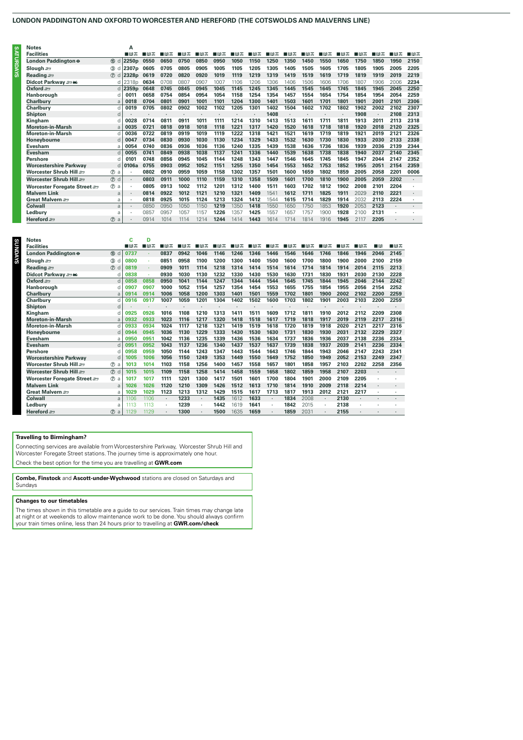## LONDON PADDINGTON AND OXFORD TO WORCESTER AND HEREFORD (THE COTSWOLDS AND MALVERNS LINE)

### SATURDAYS

| Notes | | | A | | | | | | | | | | | | | | | | | |
|---|---|---|---|---|---|---|---|---|---|---|---|---|---|---|---|---|---|---|---|---|
| Facilities | | | | | | | | | | | | | | | | | | | | |
| London Paddington ⊖ | ⑮ | d | 2250p | 0550 | 0650 | 0750 | 0850 | 0950 | 1050 | 1150 | 1250 | 1350 | 1450 | 1550 | 1650 | 1750 | 1850 | 1950 | 2150 |
| Slough | ③ | d | 2307p | 0605 | 0705 | 0805 | 0905 | 1005 | 1105 | 1205 | 1305 | 1405 | 1505 | 1605 | 1705 | 1805 | 1905 | 2005 | 2205 |
| Reading | ⑦ | d | 2328p | 0619 | 0720 | 0820 | 0920 | 1019 | 1119 | 1219 | 1319 | 1419 | 1519 | 1619 | 1719 | 1819 | 1919 | 2019 | 2219 |
| Didcot Parkway | | d | 2318p | 0634 | 0708 | 0807 | 0907 | 1007 | 1106 | 1206 | 1306 | 1406 | 1506 | 1606 | 1706 | 1807 | 1906 | 2006 | 2234 |
| Oxford | | d | 2359p | 0648 | 0745 | 0845 | 0945 | 1045 | 1145 | 1245 | 1345 | 1445 | 1545 | 1645 | 1745 | 1845 | 1945 | 2045 | 2250 |
| Hanborough | | d | 0011 | 0658 | 0754 | 0854 | 0954 | 1054 | 1158 | 1254 | 1354 | 1457 | 1554 | 1654 | 1754 | 1854 | 1954 | 2054 | 2259 |
| Charlbury | | a | 0018 | 0704 | 0801 | 0901 | 1001 | 1101 | 1204 | 1300 | 1401 | 1503 | 1601 | 1701 | 1801 | 1901 | 2001 | 2101 | 2306 |
| Charlbury | | d | 0019 | 0705 | 0802 | 0902 | 1002 | 1102 | 1205 | 1301 | 1402 | 1504 | 1602 | 1702 | 1802 | 1902 | 2002 | 2102 | 2307 |
| Shipton | | d | · | · | · | · | · | · | · | · | 1408 | · | · | · | · | 1908 | · | 2108 | 2313 |
| Kingham | | d | 0028 | 0714 | 0811 | 0911 | 1011 | 1111 | 1214 | 1310 | 1413 | 1513 | 1611 | 1711 | 1811 | 1913 | 2011 | 2113 | 2318 |
| Moreton-in-Marsh | | a | 0035 | 0721 | 0818 | 0918 | 1018 | 1118 | 1221 | 1317 | 1420 | 1520 | 1618 | 1718 | 1818 | 1920 | 2018 | 2120 | 2325 |
| Moreton-in-Marsh | | d | 0036 | 0722 | 0819 | 0919 | 1019 | 1119 | 1222 | 1318 | 1421 | 1521 | 1619 | 1719 | 1819 | 1921 | 2019 | 2121 | 2326 |
| Honeybourne | | d | 0047 | 0734 | 0830 | 0930 | 1030 | 1130 | 1234 | 1329 | 1433 | 1532 | 1630 | 1730 | 1830 | 1933 | 2030 | 2133 | 2338 |
| Evesham | | a | 0054 | 0740 | 0836 | 0936 | 1036 | 1136 | 1240 | 1335 | 1439 | 1538 | 1636 | 1736 | 1836 | 1939 | 2036 | 2139 | 2344 |
| Evesham | | d | 0055 | 0741 | 0849 | 0938 | 1038 | 1137 | 1241 | 1336 | 1440 | 1539 | 1638 | 1738 | 1838 | 1940 | 2037 | 2140 | 2345 |
| Pershore | | d | 0101 | 0748 | 0856 | 0945 | 1045 | 1144 | 1248 | 1343 | 1447 | 1546 | 1645 | 1745 | 1845 | 1947 | 2044 | 2147 | 2352 |
| Worcestershire Parkway | | d | 0106a | 0755 | 0903 | 0952 | 1052 | 1151 | 1255 | 1350 | 1454 | 1553 | 1652 | 1753 | 1852 | 1955 | 2051 | 2154 | 2359 |
| Worcester Shrub Hill | ⑦ | a | · | 0802 | 0910 | 0959 | 1059 | 1158 | 1302 | 1357 | 1501 | 1600 | 1659 | 1802 | 1859 | 2005 | 2058 | 2201 | 0006 |
| Worcester Shrub Hill | ⑦ | d | · | 0803 | 0911 | 1000 | 1110 | 1159 | 1310 | 1358 | 1509 | 1601 | 1700 | 1810 | 1900 | 2005 | 2059 | 2202 | · |
| Worcester Foregate Street | ⑦ | a | · | 0805 | 0913 | 1002 | 1112 | 1201 | 1312 | 1400 | 1511 | 1603 | 1702 | 1812 | 1902 | 2008 | 2101 | 2204 | · |
| Malvern Link | | a | · | 0814 | 0922 | 1012 | 1121 | 1210 | 1321 | 1409 | 1541 | 1612 | 1711 | 1825 | 1911 | 2029 | 2110 | 2221 | · |
| Great Malvern | | a | · | 0818 | 0925 | 1015 | 1124 | 1213 | 1324 | 1412 | 1544 | 1615 | 1714 | 1829 | 1914 | 2032 | 2113 | 2224 | · |
| Colwall | | a | · | 0850 | 0950 | 1050 | 1150 | 1219 | 1350 | 1418 | 1550 | 1650 | 1750 | 1853 | 1920 | 2053 | 2123 | · | · |
| Ledbury | | a | · | 0857 | 0957 | 1057 | 1157 | 1226 | 1357 | 1425 | 1557 | 1657 | 1757 | 1900 | 1928 | 2100 | 2131 | · | · |
| Hereford | ⑦ | a | · | 0914 | 1014 | 1114 | 1214 | 1244 | 1414 | 1443 | 1614 | 1714 | 1814 | 1916 | 1945 | 2117 | 2205 | · | · |

### SUNDAYS

| Notes | | | C | D | | | | | | | | | | | | | | | |
|---|---|---|---|---|---|---|---|---|---|---|---|---|---|---|---|---|---|---|---|
| Facilities | | | | | | | | | | | | | | | | | | | |
| London Paddington ⊖ | ⑮ | d | 0737 | · | 0837 | 0942 | 1046 | 1146 | 1246 | 1346 | 1446 | 1546 | 1646 | 1746 | 1846 | 1946 | 2046 | 2145 |
| Slough | ③ | d | 0800 | · | 0851 | 0958 | 1100 | 1200 | 1300 | 1400 | 1500 | 1600 | 1700 | 1800 | 1900 | 2000 | 2100 | 2159 |
| Reading | ⑦ | d | 0819 | · | 0909 | 1011 | 1114 | 1218 | 1314 | 1414 | 1514 | 1614 | 1714 | 1814 | 1914 | 2014 | 2115 | 2213 |
| Didcot Parkway | | d | 0838 | · | 0930 | 1030 | 1130 | 1232 | 1330 | 1430 | 1530 | 1630 | 1731 | 1830 | 1931 | 2030 | 2130 | 2228 |
| Oxford | | d | 0858 | 0858 | 0950 | 1041 | 1144 | 1247 | 1344 | 1444 | 1544 | 1645 | 1745 | 1844 | 1945 | 2046 | 2144 | 2242 |
| Hanborough | | d | 0907 | 0907 | 1000 | 1052 | 1154 | 1257 | 1354 | 1454 | 1553 | 1655 | 1755 | 1854 | 1955 | 2056 | 2154 | 2252 |
| Charlbury | | a | 0914 | 0914 | 1006 | 1058 | 1200 | 1303 | 1401 | 1501 | 1559 | 1702 | 1801 | 1900 | 2002 | 2102 | 2200 | 2259 |
| Charlbury | | d | 0916 | 0917 | 1007 | 1059 | 1201 | 1304 | 1402 | 1502 | 1600 | 1703 | 1802 | 1901 | 2003 | 2103 | 2200 | 2259 |
| Shipton | | d | · | · | · | · | · | · | · | · | · | · | · | · | · | · | · | · |
| Kingham | | d | 0925 | 0926 | 1016 | 1108 | 1210 | 1313 | 1411 | 1511 | 1609 | 1712 | 1811 | 1910 | 2012 | 2112 | 2209 | 2308 |
| Moreton-in-Marsh | | a | 0932 | 0933 | 1023 | 1116 | 1217 | 1320 | 1418 | 1518 | 1617 | 1719 | 1818 | 1917 | 2019 | 2119 | 2217 | 2316 |
| Moreton-in-Marsh | | d | 0933 | 0934 | 1024 | 1117 | 1218 | 1321 | 1419 | 1519 | 1618 | 1720 | 1819 | 1918 | 2020 | 2121 | 2217 | 2316 |
| Honeybourne | | d | 0944 | 0945 | 1036 | 1130 | 1229 | 1333 | 1430 | 1530 | 1630 | 1731 | 1830 | 1930 | 2031 | 2132 | 2229 | 2327 |
| Evesham | | a | 0950 | 0951 | 1042 | 1136 | 1235 | 1339 | 1436 | 1536 | 1634 | 1737 | 1836 | 1936 | 2037 | 2138 | 2236 | 2334 |
| Evesham | | d | 0951 | 0952 | 1043 | 1137 | 1236 | 1340 | 1437 | 1537 | 1637 | 1739 | 1838 | 1937 | 2039 | 2141 | 2236 | 2334 |
| Pershore | | d | 0958 | 0959 | 1050 | 1144 | 1243 | 1347 | 1443 | 1544 | 1643 | 1746 | 1844 | 1943 | 2046 | 2147 | 2243 | 2341 |
| Worcestershire Parkway | | d | 1005 | 1006 | 1056 | 1150 | 1249 | 1353 | 1449 | 1550 | 1649 | 1752 | 1850 | 1949 | 2052 | 2153 | 2249 | 2347 |
| Worcester Shrub Hill | ⑦ | a | 1013 | 1014 | 1103 | 1158 | 1256 | 1400 | 1457 | 1558 | 1657 | 1801 | 1858 | 1957 | 2103 | 2202 | 2258 | 2356 |
| Worcester Shrub Hill | ⑦ | d | 1015 | 1015 | 1109 | 1158 | 1258 | 1414 | 1458 | 1559 | 1658 | 1802 | 1859 | 1958 | 2107 | 2203 | · | · |
| Worcester Foregate Street | ⑦ | a | 1017 | 1017 | 1111 | 1201 | 1300 | 1417 | 1501 | 1601 | 1700 | 1804 | 1901 | 2000 | 2109 | 2205 | · | · |
| Malvern Link | | a | 1026 | 1026 | 1120 | 1210 | 1309 | 1426 | 1512 | 1613 | 1710 | 1814 | 1910 | 2009 | 2118 | 2214 | · | · |
| Great Malvern | | a | 1029 | 1029 | 1123 | 1213 | 1312 | 1429 | 1515 | 1617 | 1713 | 1817 | 1913 | 2012 | 2121 | 2217 | · | · |
| Colwall | | a | 1106 | 1106 | · | 1233 | · | 1435 | 1612 | 1633 | · | 1834 | 2008 | · | 2130 | · | · | · |
| Ledbury | | a | 1113 | 1113 | · | 1239 | · | 1442 | 1619 | 1641 | · | 1842 | 2015 | · | 2138 | · | · | · |
| Hereford | ⑦ | a | 1129 | 1129 | · | 1300 | · | 1500 | 1635 | 1659 | · | 1859 | 2031 | · | 2155 | · | · | · |

**Travelling to Birmingham?**

Connecting services are available from Worcestershire Parkway, Worcester Shrub Hill and Worcester Foregate Street stations. The journey time is approximately one hour.

Check the best option for the time you are travelling at **GWR.com**

**Combe, Finstock** and **Ascott-under-Wychwood** stations are closed on Saturdays and Sundays

**Changes to our timetables**

The times shown in this timetable are a guide to our services. Train times may change late at night or at weekends to allow maintenance work to be done. You should always confirm your train times online, less than 24 hours prior to travelling at **GWR.com/check**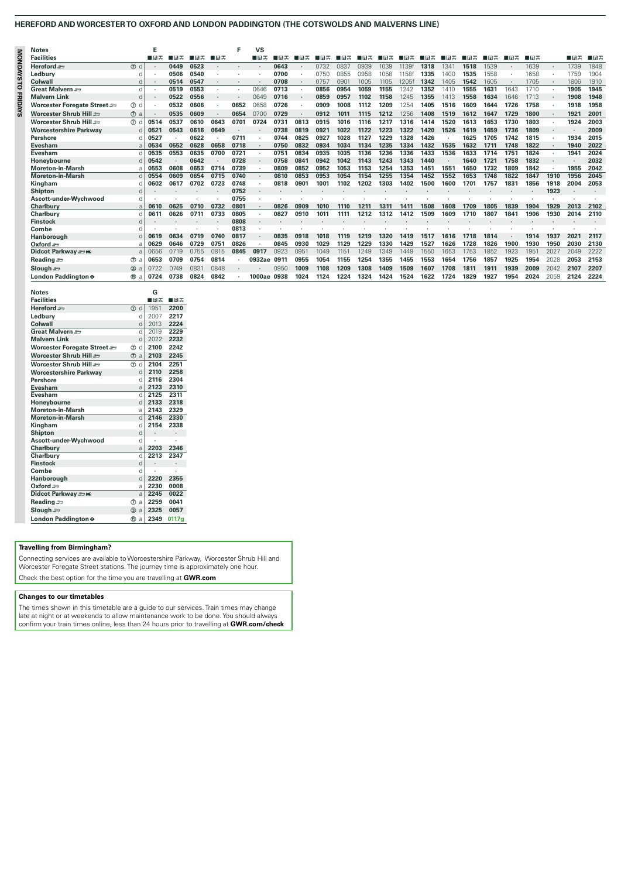## HEREFORD AND WORCESTER TO OXFORD AND LONDON PADDINGTON (THE COTSWOLDS AND MALVERNS LINE)

**MONDAYS TO FRIDAYS**

| Notes | | E | | | | F | VS | | | | | | | | | | | | | | | | |
|---|---|---|---|---|---|---|---|---|---|---|---|---|---|---|---|---|---|---|---|---|---|---|---|
| **Facilities** | | ■R | ■R | ■R | ■R | | ■R | ■R | ■R | ■R | ■R | ■R | ■R | ■R | ■R | ■R | ■R | ■R | ■R | ■R | | ■R | ■R |
| **Hereford** | ⑦ d | · | 0449 | 0523 | · | · | · | 0643 | · | 0732 | 0837 | 0939 | 1039 | 1139f | 1318 | 1341 | 1518 | 1539 | · | 1639 | · | 1739 | 1848 |
| **Ledbury** | d | · | 0506 | 0540 | · | · | · | 0700 | · | 0750 | 0855 | 0958 | 1058 | 1158f | 1335 | 1400 | 1535 | 1558 | · | 1658 | · | 1759 | 1904 |
| **Colwall** | d | · | 0514 | 0547 | · | · | · | 0708 | · | 0757 | 0901 | 1005 | 1105 | 1205f | 1342 | 1405 | 1542 | 1605 | · | 1705 | · | 1806 | 1910 |
| **Great Malvern** | d | · | 0519 | 0553 | · | · | 0646 | 0713 | · | 0856 | 0954 | 1059 | 1155 | 1242 | 1352 | 1410 | 1555 | 1631 | 1643 | 1710 | · | 1905 | 1945 |
| **Malvern Link** | d | · | 0522 | 0556 | · | · | 0649 | 0716 | · | 0859 | 0957 | 1102 | 1158 | 1245 | 1355 | 1413 | 1558 | 1634 | 1646 | 1713 | · | 1908 | 1948 |
| **Worcester Foregate Street** | ⑦ d | · | 0532 | 0606 | · | 0652 | 0658 | 0726 | · | 0909 | 1008 | 1112 | 1209 | 1254 | 1405 | 1516 | 1609 | 1644 | 1726 | 1758 | · | 1918 | 1958 |
| **Worcester Shrub Hill** | ⑦ a | · | 0535 | 0609 | · | 0654 | 0700 | 0729 | · | 0912 | 1011 | 1115 | 1212 | 1256 | 1408 | 1519 | 1612 | 1647 | 1729 | 1800 | · | 1921 | 2001 |
| **Worcester Shrub Hill** | ⑦ d | 0514 | 0537 | 0610 | 0643 | 0701 | 0724 | 0731 | 0813 | 0915 | 1016 | 1116 | 1217 | 1316 | 1414 | 1520 | 1613 | 1653 | 1730 | 1803 | · | 1924 | 2003 |
| **Worcestershire Parkway** | d | 0521 | 0543 | 0616 | 0649 | · | · | 0738 | 0819 | 0921 | 1022 | 1122 | 1223 | 1322 | 1420 | 1526 | 1619 | 1659 | 1736 | 1809 | · | · | 2009 |
| **Pershore** | d | 0527 | · | 0622 | · | 0711 | · | 0744 | 0825 | 0927 | 1028 | 1127 | 1229 | 1328 | 1426 | · | 1625 | 1705 | 1742 | 1815 | · | 1934 | 2015 |
| **Evesham** | a | 0534 | 0552 | 0628 | 0658 | 0718 | · | 0750 | 0832 | 0934 | 1034 | 1134 | 1235 | 1334 | 1432 | 1535 | 1632 | 1711 | 1748 | 1822 | · | 1940 | 2022 |
| **Evesham** | d | 0535 | 0553 | 0635 | 0700 | 0721 | · | 0751 | 0834 | 0935 | 1035 | 1136 | 1236 | 1336 | 1433 | 1536 | 1633 | 1714 | 1751 | 1824 | · | 1941 | 2024 |
| **Honeybourne** | d | 0542 | · | 0642 | · | 0728 | · | 0758 | 0841 | 0942 | 1042 | 1143 | 1243 | 1343 | 1440 | · | 1640 | 1721 | 1758 | 1832 | · | · | 2032 |
| **Moreton-in-Marsh** | a | 0553 | 0608 | 0653 | 0714 | 0739 | · | 0809 | 0852 | 0952 | 1053 | 1153 | 1254 | 1353 | 1451 | 1551 | 1650 | 1732 | 1809 | 1842 | · | 1955 | 2042 |
| **Moreton-in-Marsh** | d | 0554 | 0609 | 0654 | 0715 | 0740 | · | 0810 | 0853 | 0953 | 1054 | 1154 | 1255 | 1354 | 1452 | 1552 | 1653 | 1748 | 1822 | 1847 | 1910 | 1956 | 2045 |
| **Kingham** | d | 0602 | 0617 | 0702 | 0723 | 0748 | · | 0818 | 0901 | 1001 | 1102 | 1202 | 1303 | 1402 | 1500 | 1600 | 1701 | 1757 | 1831 | 1856 | 1918 | 2004 | 2053 |
| **Shipton** | d | · | · | · | · | 0752 | · | · | · | · | · | · | · | · | · | · | · | · | · | · | 1923 | · | · |
| **Ascott-under-Wychwood** | d | · | · | · | · | 0755 | · | · | · | · | · | · | · | · | · | · | · | · | · | · | · | · | · |
| **Charlbury** | a | 0610 | 0625 | 0710 | 0732 | 0801 | · | 0826 | 0909 | 1010 | 1110 | 1211 | 1311 | 1411 | 1508 | 1608 | 1709 | 1805 | 1839 | 1904 | 1929 | 2013 | 2102 |
| **Charlbury** | d | 0611 | 0626 | 0711 | 0733 | 0805 | · | 0827 | 0910 | 1011 | 1111 | 1212 | 1312 | 1412 | 1509 | 1609 | 1710 | 1807 | 1841 | 1906 | 1930 | 2014 | 2110 |
| **Finstock** | d | · | · | · | · | 0808 | · | · | · | · | · | · | · | · | · | · | · | · | · | · | · | · | · |
| **Combe** | d | · | · | · | · | 0813 | · | · | · | · | · | · | · | · | · | · | · | · | · | · | · | · | · |
| **Hanborough** | d | 0619 | 0634 | 0719 | 0740 | 0817 | · | 0835 | 0918 | 1018 | 1119 | 1219 | 1320 | 1419 | 1517 | 1616 | 1718 | 1814 | · | 1914 | 1937 | 2021 | 2117 |
| **Oxford** | a | 0629 | 0646 | 0729 | 0751 | 0826 | · | 0845 | 0930 | 1029 | 1129 | 1229 | 1330 | 1429 | 1527 | 1626 | 1728 | 1826 | 1900 | 1930 | 1950 | 2030 | 2130 |
| **Didcot Parkway** | a | 0656 | 0719 | 0755 | 0815 | 0845 | 0917 | 0923 | 0951 | 1049 | 1151 | 1249 | 1349 | 1449 | 1550 | 1653 | 1753 | 1852 | 1923 | 1951 | 2027 | 2049 | 2222 |
| **Reading** | ⑦ a | 0653 | 0709 | 0754 | 0814 | · | 0932ae | 0911 | 0955 | 1054 | 1155 | 1254 | 1355 | 1455 | 1553 | 1654 | 1756 | 1857 | 1925 | 1954 | 2028 | 2053 | 2153 |
| **Slough** | ③ a | 0722 | 0749 | 0831 | 0848 | · | · | 0950 | 1009 | 1108 | 1209 | 1308 | 1409 | 1509 | 1607 | 1708 | 1811 | 1911 | 1939 | 2009 | 2042 | 2107 | 2207 |
| **London Paddington** ⊖ | ⑮ a | 0724 | 0738 | 0824 | 0842 | · | 1000ae | 0938 | 1024 | 1124 | 1224 | 1324 | 1424 | 1524 | 1622 | 1724 | 1829 | 1927 | 1954 | 2024 | 2059 | 2124 | 2224 |

| Notes | | G | |
|---|---|---|---|
| **Facilities** | | ■R | ■R |
| **Hereford** | ⑦ d | 1951 | 2200 |
| **Ledbury** | d | 2007 | 2217 |
| **Colwall** | d | 2013 | 2224 |
| **Great Malvern** | d | 2019 | 2229 |
| **Malvern Link** | d | 2022 | 2232 |
| **Worcester Foregate Street** | ⑦ d | 2100 | 2242 |
| **Worcester Shrub Hill** | ⑦ a | 2103 | 2245 |
| **Worcester Shrub Hill** | ⑦ d | 2104 | 2251 |
| **Worcestershire Parkway** | d | 2110 | 2258 |
| **Pershore** | d | 2116 | 2304 |
| **Evesham** | a | 2123 | 2310 |
| **Evesham** | d | 2125 | 2311 |
| **Honeybourne** | d | 2133 | 2318 |
| **Moreton-in-Marsh** | a | 2143 | 2329 |
| **Moreton-in-Marsh** | d | 2146 | 2330 |
| **Kingham** | d | 2154 | 2338 |
| **Shipton** | d | · | · |
| **Ascott-under-Wychwood** | d | · | · |
| **Charlbury** | a | 2203 | 2346 |
| **Charlbury** | d | 2213 | 2347 |
| **Finstock** | d | · | · |
| **Combe** | d | · | · |
| **Hanborough** | d | 2220 | 2355 |
| **Oxford** | a | 2230 | 0008 |
| **Didcot Parkway** | a | 2245 | 0022 |
| **Reading** | ⑦ a | 2259 | 0041 |
| **Slough** | ③ a | 2325 | 0057 |
| **London Paddington** ⊖ | ⑮ a | 2349 | 0117g |

**Travelling from Birmingham?**

Connecting services are available to Worcestershire Parkway, Worcester Shrub Hill and Worcester Foregate Street stations. The journey time is approximately one hour.

Check the best option for the time you are travelling at **GWR.com**

**Changes to our timetables**

The times shown in this timetable are a guide to our services. Train times may change late at night or at weekends to allow maintenance work to be done. You should always confirm your train times online, less than 24 hours prior to travelling at **GWR.com/check**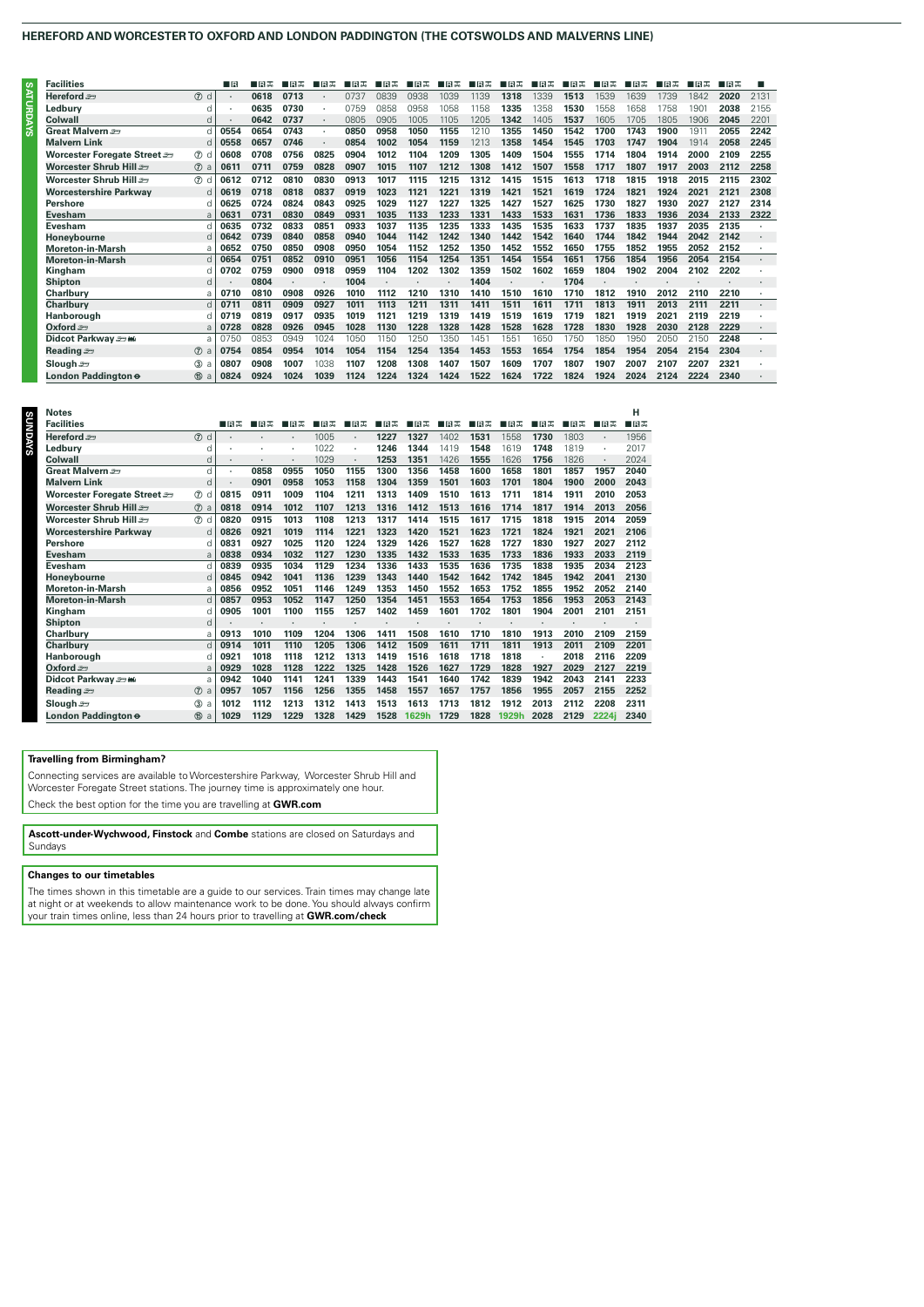# HEREFORD AND WORCESTER TO OXFORD AND LONDON PADDINGTON (THE COTSWOLDS AND MALVERNS LINE)

## SATURDAYS

| Facilities | | ■R | ■R✕ | ■R✕ | ■R✕ | ■R✕ | ■R✕ | ■R✕ | ■R✕ | ■R✕ | ■R✕ | ■R✕ | ■R✕ | ■R✕ | ■R✕ | ■R✕ | ■R✕ | ■R✕ | ■ |
|---|---|---|---|---|---|---|---|---|---|---|---|---|---|---|---|---|---|---|---|
| Hereford | ⑦ d | · | 0618 | 0713 | · | 0737 | 0839 | 0938 | 1039 | 1139 | 1318 | 1339 | 1513 | 1539 | 1639 | 1739 | 1842 | 2020 | 2131 |
| Ledbury | d | · | 0635 | 0730 | · | 0759 | 0858 | 0958 | 1058 | 1158 | 1335 | 1358 | 1530 | 1558 | 1658 | 1758 | 1901 | 2038 | 2155 |
| Colwall | d | · | 0642 | 0737 | · | 0805 | 0905 | 1005 | 1105 | 1205 | 1342 | 1405 | 1537 | 1605 | 1705 | 1805 | 1906 | 2045 | 2201 |
| Great Malvern | d | 0554 | 0654 | 0743 | · | 0850 | 0958 | 1050 | 1155 | 1210 | 1355 | 1450 | 1542 | 1700 | 1743 | 1900 | 1911 | 2055 | 2242 |
| Malvern Link | d | 0558 | 0657 | 0746 | · | 0854 | 1002 | 1054 | 1159 | 1213 | 1358 | 1454 | 1545 | 1703 | 1747 | 1904 | 1914 | 2058 | 2245 |
| Worcester Foregate Street | ⑦ d | 0608 | 0708 | 0756 | 0825 | 0904 | 1012 | 1104 | 1209 | 1305 | 1409 | 1504 | 1555 | 1714 | 1804 | 1914 | 2000 | 2109 | 2255 |
| Worcester Shrub Hill | ⑦ a | 0611 | 0711 | 0759 | 0828 | 0907 | 1015 | 1107 | 1212 | 1308 | 1412 | 1507 | 1558 | 1717 | 1807 | 1917 | 2003 | 2112 | 2258 |
| Worcester Shrub Hill | ⑦ d | 0612 | 0712 | 0810 | 0830 | 0913 | 1017 | 1115 | 1215 | 1312 | 1415 | 1515 | 1613 | 1718 | 1815 | 1918 | 2015 | 2115 | 2302 |
| Worcestershire Parkway | d | 0619 | 0718 | 0818 | 0837 | 0919 | 1023 | 1121 | 1221 | 1319 | 1421 | 1521 | 1619 | 1724 | 1821 | 1924 | 2021 | 2121 | 2308 |
| Pershore | d | 0625 | 0724 | 0824 | 0843 | 0925 | 1029 | 1127 | 1227 | 1325 | 1427 | 1527 | 1625 | 1730 | 1827 | 1930 | 2027 | 2127 | 2314 |
| Evesham | a | 0631 | 0731 | 0830 | 0849 | 0931 | 1035 | 1133 | 1233 | 1331 | 1433 | 1533 | 1631 | 1736 | 1833 | 1936 | 2034 | 2133 | 2322 |
| Evesham | d | 0635 | 0732 | 0833 | 0851 | 0933 | 1037 | 1135 | 1235 | 1333 | 1435 | 1535 | 1633 | 1737 | 1835 | 1937 | 2035 | 2135 | · |
| Honeybourne | d | 0642 | 0739 | 0840 | 0858 | 0940 | 1044 | 1142 | 1242 | 1340 | 1442 | 1542 | 1640 | 1744 | 1842 | 1944 | 2042 | 2142 | · |
| Moreton-in-Marsh | a | 0652 | 0750 | 0850 | 0908 | 0950 | 1054 | 1152 | 1252 | 1350 | 1452 | 1552 | 1650 | 1755 | 1852 | 1955 | 2052 | 2152 | · |
| Moreton-in-Marsh | d | 0654 | 0751 | 0852 | 0910 | 0951 | 1056 | 1154 | 1254 | 1351 | 1454 | 1554 | 1651 | 1756 | 1854 | 1956 | 2054 | 2154 | · |
| Kingham | d | 0702 | 0759 | 0900 | 0918 | 0959 | 1104 | 1202 | 1302 | 1359 | 1502 | 1602 | 1659 | 1804 | 1902 | 2004 | 2102 | 2202 | · |
| Shipton | d | · | 0804 | · | · | 1004 | · | · | · | 1404 | · | · | 1704 | · | · | · | · | · | · |
| Charlbury | a | 0710 | 0810 | 0908 | 0926 | 1010 | 1112 | 1210 | 1310 | 1410 | 1510 | 1610 | 1710 | 1812 | 1910 | 2012 | 2110 | 2210 | · |
| Charlbury | d | 0711 | 0811 | 0909 | 0927 | 1011 | 1113 | 1211 | 1311 | 1411 | 1511 | 1611 | 1711 | 1813 | 1911 | 2013 | 2111 | 2211 | · |
| Hanborough | d | 0719 | 0819 | 0917 | 0935 | 1019 | 1121 | 1219 | 1319 | 1419 | 1519 | 1619 | 1719 | 1821 | 1919 | 2021 | 2119 | 2219 | · |
| Oxford | a | 0728 | 0828 | 0926 | 0945 | 1028 | 1130 | 1228 | 1328 | 1428 | 1528 | 1628 | 1728 | 1830 | 1928 | 2030 | 2128 | 2229 | · |
| Didcot Parkway | a | 0750 | 0853 | 0949 | 1024 | 1050 | 1150 | 1250 | 1350 | 1451 | 1551 | 1650 | 1750 | 1850 | 1950 | 2050 | 2150 | 2248 | · |
| Reading | ⑦ a | 0754 | 0854 | 0954 | 1014 | 1054 | 1154 | 1254 | 1354 | 1453 | 1553 | 1654 | 1754 | 1854 | 1954 | 2054 | 2154 | 2304 | · |
| Slough | ③ a | 0807 | 0908 | 1007 | 1038 | 1107 | 1208 | 1308 | 1407 | 1507 | 1609 | 1707 | 1807 | 1907 | 2007 | 2107 | 2207 | 2321 | · |
| London Paddington | ⑮ a | 0824 | 0924 | 1024 | 1039 | 1124 | 1224 | 1324 | 1424 | 1522 | 1624 | 1722 | 1824 | 1924 | 2024 | 2124 | 2224 | 2340 | · |

## SUNDAYS

| Notes | | | | | | | | | | | | | | | H |
|---|---|---|---|---|---|---|---|---|---|---|---|---|---|---|---|
| Facilities | | ■R✕ | ■R✕ | ■R✕ | ■R✕ | ■R✕ | ■R✕ | ■R✕ | ■R✕ | ■R✕ | ■R✕ | ■R✕ | ■R✕ | ■R✕ | ■R✕ |
| Hereford | ⑦ d | · | · | · | 1005 | · | 1227 | 1327 | 1402 | 1531 | 1558 | 1730 | 1803 | · | 1956 |
| Ledbury | d | · | · | · | 1022 | · | 1246 | 1344 | 1419 | 1548 | 1619 | 1748 | 1819 | · | 2017 |
| Colwall | d | · | · | · | 1029 | · | 1253 | 1351 | 1426 | 1555 | 1626 | 1756 | 1826 | · | 2024 |
| Great Malvern | d | · | 0858 | 0955 | 1050 | 1155 | 1300 | 1356 | 1458 | 1600 | 1658 | 1801 | 1857 | 1957 | 2040 |
| Malvern Link | d | · | 0901 | 0958 | 1053 | 1158 | 1304 | 1359 | 1501 | 1603 | 1701 | 1804 | 1900 | 2000 | 2043 |
| Worcester Foregate Street | ⑦ d | 0815 | 0911 | 1009 | 1104 | 1211 | 1313 | 1409 | 1510 | 1613 | 1711 | 1814 | 1911 | 2010 | 2053 |
| Worcester Shrub Hill | ⑦ a | 0818 | 0914 | 1012 | 1107 | 1213 | 1316 | 1412 | 1513 | 1616 | 1714 | 1817 | 1914 | 2013 | 2056 |
| Worcester Shrub Hill | ⑦ d | 0820 | 0915 | 1013 | 1108 | 1213 | 1317 | 1414 | 1515 | 1617 | 1715 | 1818 | 1915 | 2014 | 2059 |
| Worcestershire Parkway | d | 0826 | 0921 | 1019 | 1114 | 1221 | 1323 | 1420 | 1521 | 1623 | 1721 | 1824 | 1921 | 2021 | 2106 |
| Pershore | d | 0831 | 0927 | 1025 | 1120 | 1224 | 1329 | 1426 | 1527 | 1628 | 1727 | 1830 | 1927 | 2027 | 2112 |
| Evesham | a | 0838 | 0934 | 1032 | 1127 | 1230 | 1335 | 1432 | 1533 | 1635 | 1733 | 1836 | 1933 | 2033 | 2119 |
| Evesham | d | 0839 | 0935 | 1034 | 1129 | 1234 | 1336 | 1433 | 1535 | 1636 | 1735 | 1838 | 1935 | 2034 | 2123 |
| Honeybourne | d | 0845 | 0942 | 1041 | 1136 | 1239 | 1343 | 1440 | 1542 | 1642 | 1742 | 1845 | 1942 | 2041 | 2130 |
| Moreton-in-Marsh | a | 0856 | 0952 | 1051 | 1146 | 1249 | 1353 | 1450 | 1552 | 1653 | 1752 | 1855 | 1952 | 2052 | 2140 |
| Moreton-in-Marsh | d | 0857 | 0953 | 1052 | 1147 | 1250 | 1354 | 1451 | 1553 | 1654 | 1753 | 1856 | 1953 | 2053 | 2143 |
| Kingham | d | 0905 | 1001 | 1100 | 1155 | 1257 | 1402 | 1459 | 1601 | 1702 | 1801 | 1904 | 2001 | 2101 | 2151 |
| Shipton | d | · | · | · | · | · | · | · | · | · | · | · | · | · | · |
| Charlbury | a | 0913 | 1010 | 1109 | 1204 | 1306 | 1411 | 1508 | 1610 | 1710 | 1810 | 1913 | 2010 | 2109 | 2159 |
| Charlbury | d | 0914 | 1011 | 1110 | 1205 | 1306 | 1412 | 1509 | 1611 | 1711 | 1811 | 1913 | 2011 | 2109 | 2201 |
| Hanborough | d | 0921 | 1018 | 1118 | 1212 | 1313 | 1419 | 1516 | 1618 | 1718 | 1818 | · | 2018 | 2116 | 2209 |
| Oxford | a | 0929 | 1028 | 1128 | 1222 | 1325 | 1428 | 1526 | 1627 | 1729 | 1828 | 1927 | 2029 | 2127 | 2219 |
| Didcot Parkway | a | 0942 | 1040 | 1141 | 1241 | 1339 | 1443 | 1541 | 1640 | 1742 | 1839 | 1942 | 2043 | 2141 | 2233 |
| Reading | ⑦ a | 0957 | 1057 | 1156 | 1256 | 1355 | 1458 | 1557 | 1657 | 1757 | 1856 | 1955 | 2057 | 2155 | 2252 |
| Slough | ③ a | 1012 | 1112 | 1213 | 1312 | 1413 | 1513 | 1613 | 1713 | 1812 | 1912 | 2013 | 2112 | 2208 | 2311 |
| London Paddington | ⑮ a | 1029 | 1129 | 1229 | 1328 | 1429 | 1528 | 1629h | 1729 | 1828 | 1929h | 2028 | 2129 | 2224j | 2340 |

### Travelling from Birmingham?

Connecting services are available to Worcestershire Parkway, Worcester Shrub Hill and Worcester Foregate Street stations. The journey time is approximately one hour.

Check the best option for the time you are travelling at **GWR.com**

**Ascott-under-Wychwood, Finstock** and **Combe** stations are closed on Saturdays and Sundays

### Changes to our timetables

The times shown in this timetable are a guide to our services. Train times may change late at night or at weekends to allow maintenance work to be done. You should always confirm your train times online, less than 24 hours prior to travelling at **GWR.com/check**